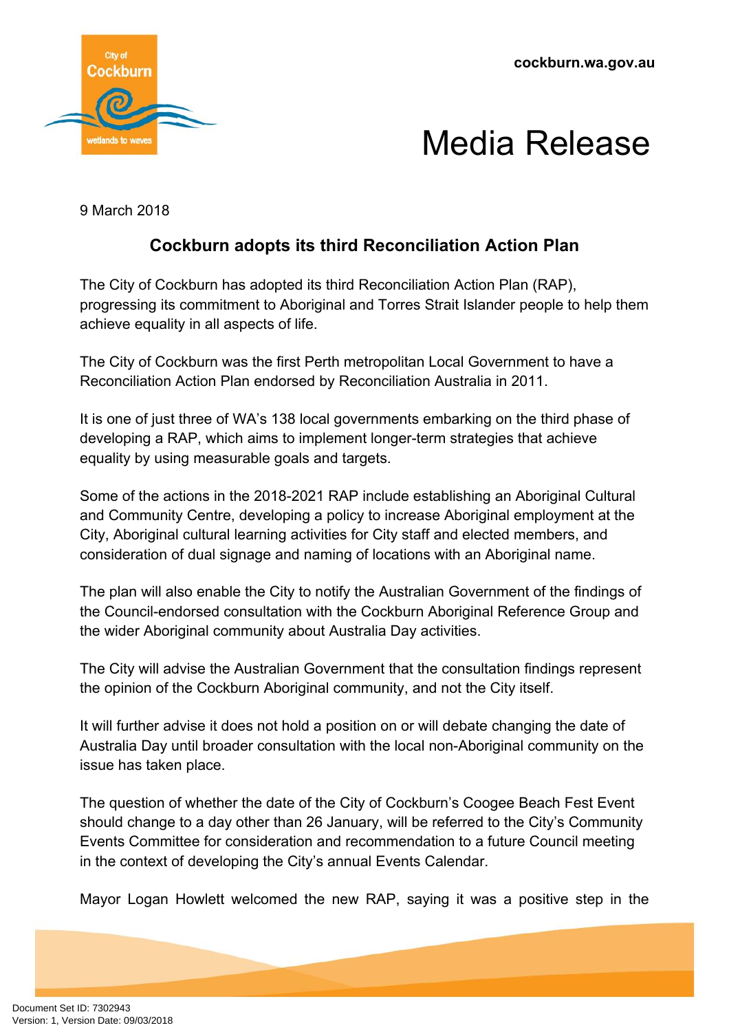cockburn.wa.gov.au

# Media Release

9 March 2018

## Cockburn adopts its third Reconciliation Action Plan

The City of Cockburn has adopted its third Reconciliation Action Plan (RAP), progressing its commitment to Aboriginal and Torres Strait Islander people to help them achieve equality in all aspects of life.

The City of Cockburn was the first Perth metropolitan Local Government to have a Reconciliation Action Plan endorsed by Reconciliation Australia in 2011.

It is one of just three of WA's 138 local governments embarking on the third phase of developing a RAP, which aims to implement longer-term strategies that achieve equality by using measurable goals and targets.

Some of the actions in the 2018-2021 RAP include establishing an Aboriginal Cultural and Community Centre, developing a policy to increase Aboriginal employment at the City, Aboriginal cultural learning activities for City staff and elected members, and consideration of dual signage and naming of locations with an Aboriginal name.

The plan will also enable the City to notify the Australian Government of the findings of the Council-endorsed consultation with the Cockburn Aboriginal Reference Group and the wider Aboriginal community about Australia Day activities.

The City will advise the Australian Government that the consultation findings represent the opinion of the Cockburn Aboriginal community, and not the City itself.

It will further advise it does not hold a position on or will debate changing the date of Australia Day until broader consultation with the local non-Aboriginal community on the issue has taken place.

The question of whether the date of the City of Cockburn's Coogee Beach Fest Event should change to a day other than 26 January, will be referred to the City's Community Events Committee for consideration and recommendation to a future Council meeting in the context of developing the City's annual Events Calendar.

Mayor Logan Howlett welcomed the new RAP, saying it was a positive step in the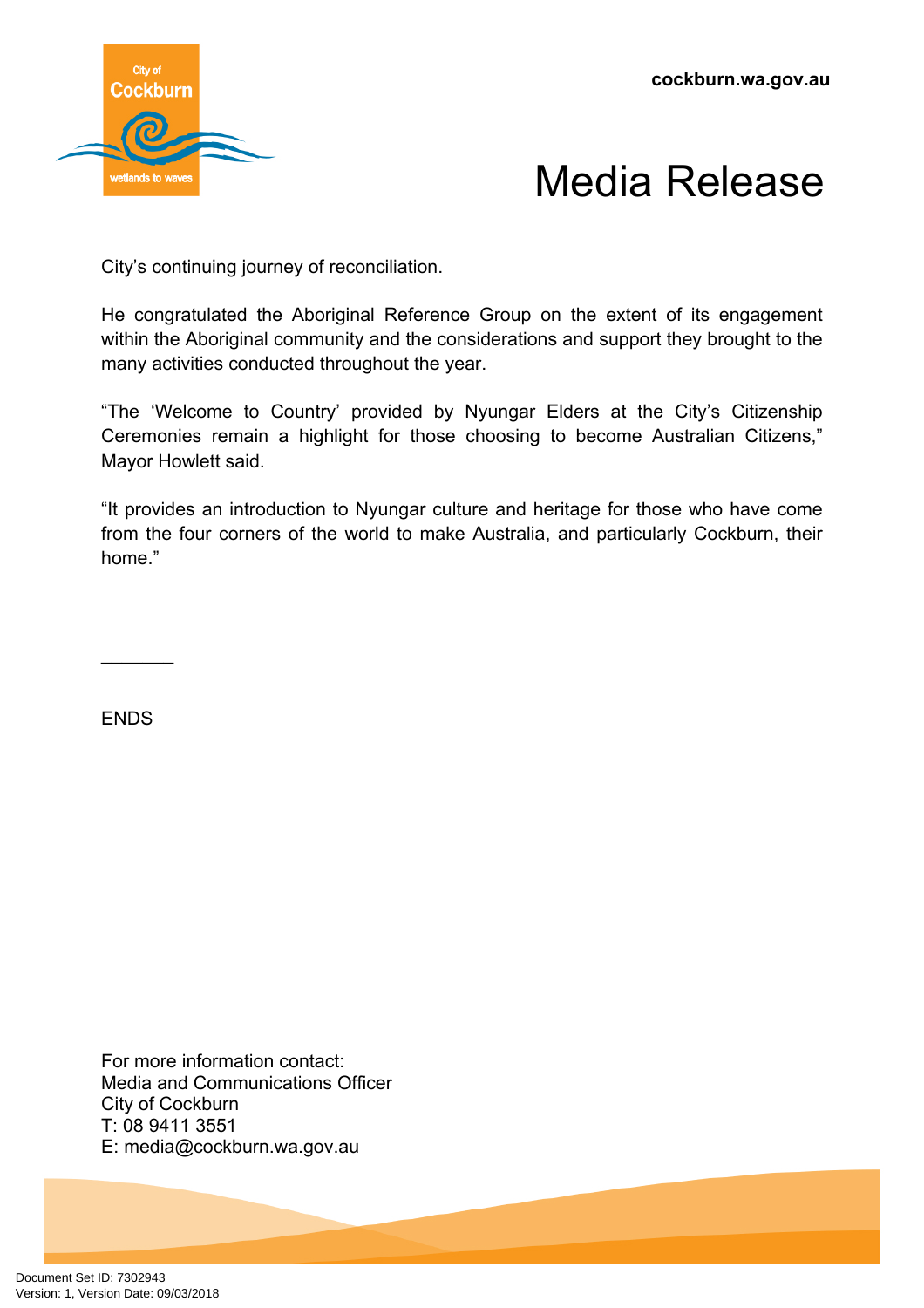City's continuing journey of reconciliation.

He congratulated the Aboriginal Reference Group on the extent of its engagement within the Aboriginal community and the considerations and support they brought to the many activities conducted throughout the year.

"The 'Welcome to Country' provided by Nyungar Elders at the City's Citizenship Ceremonies remain a highlight for those choosing to become Australian Citizens," Mayor Howlett said.

"It provides an introduction to Nyungar culture and heritage for those who have come from the four corners of the world to make Australia, and particularly Cockburn, their home."

_______

ENDS

For more information contact:
Media and Communications Officer
City of Cockburn
T: 08 9411 3551
E: media@cockburn.wa.gov.au